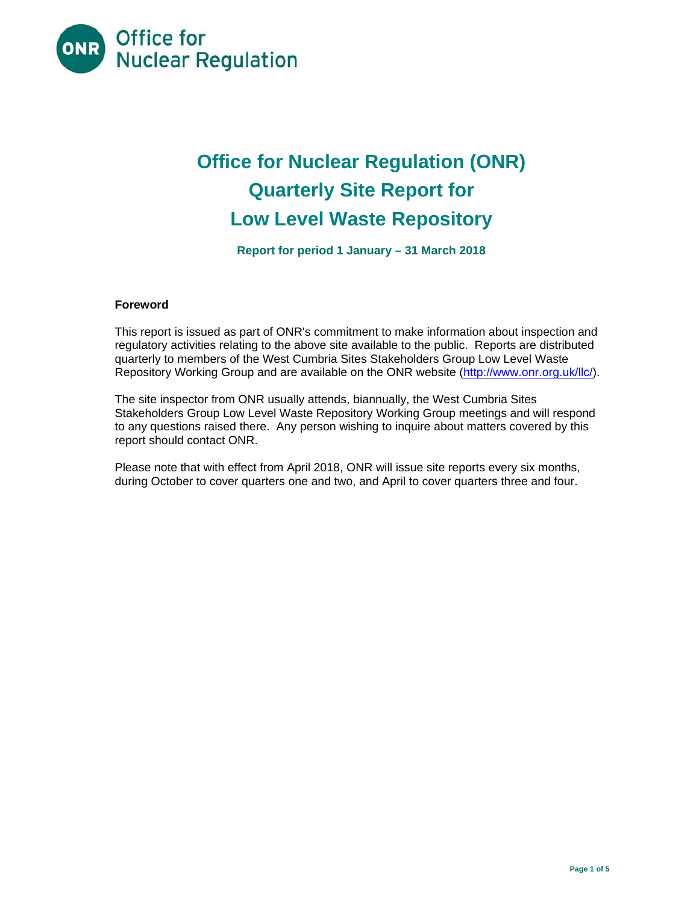Office for Nuclear Regulation

# Office for Nuclear Regulation (ONR) Quarterly Site Report for Low Level Waste Repository

**Report for period 1 January – 31 March 2018**

## Foreword

This report is issued as part of ONR's commitment to make information about inspection and regulatory activities relating to the above site available to the public. Reports are distributed quarterly to members of the West Cumbria Sites Stakeholders Group Low Level Waste Repository Working Group and are available on the ONR website (http://www.onr.org.uk/llc/).

The site inspector from ONR usually attends, biannually, the West Cumbria Sites Stakeholders Group Low Level Waste Repository Working Group meetings and will respond to any questions raised there. Any person wishing to inquire about matters covered by this report should contact ONR.

Please note that with effect from April 2018, ONR will issue site reports every six months, during October to cover quarters one and two, and April to cover quarters three and four.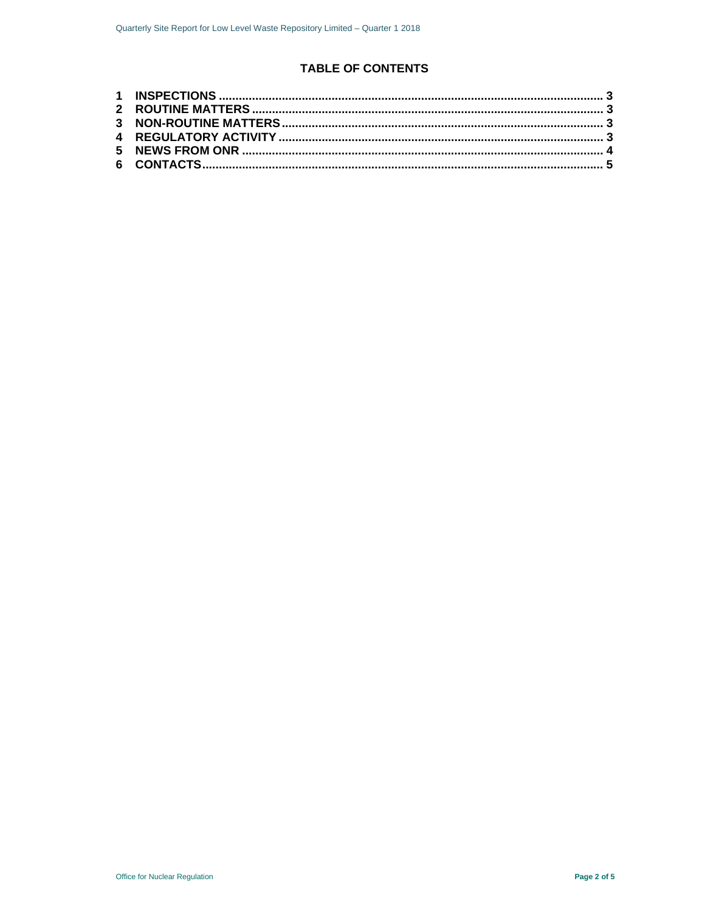## TABLE OF CONTENTS

1 INSPECTIONS ..... 3
2 ROUTINE MATTERS ..... 3
3 NON-ROUTINE MATTERS ..... 3
4 REGULATORY ACTIVITY ..... 3
5 NEWS FROM ONR ..... 4
6 CONTACTS ..... 5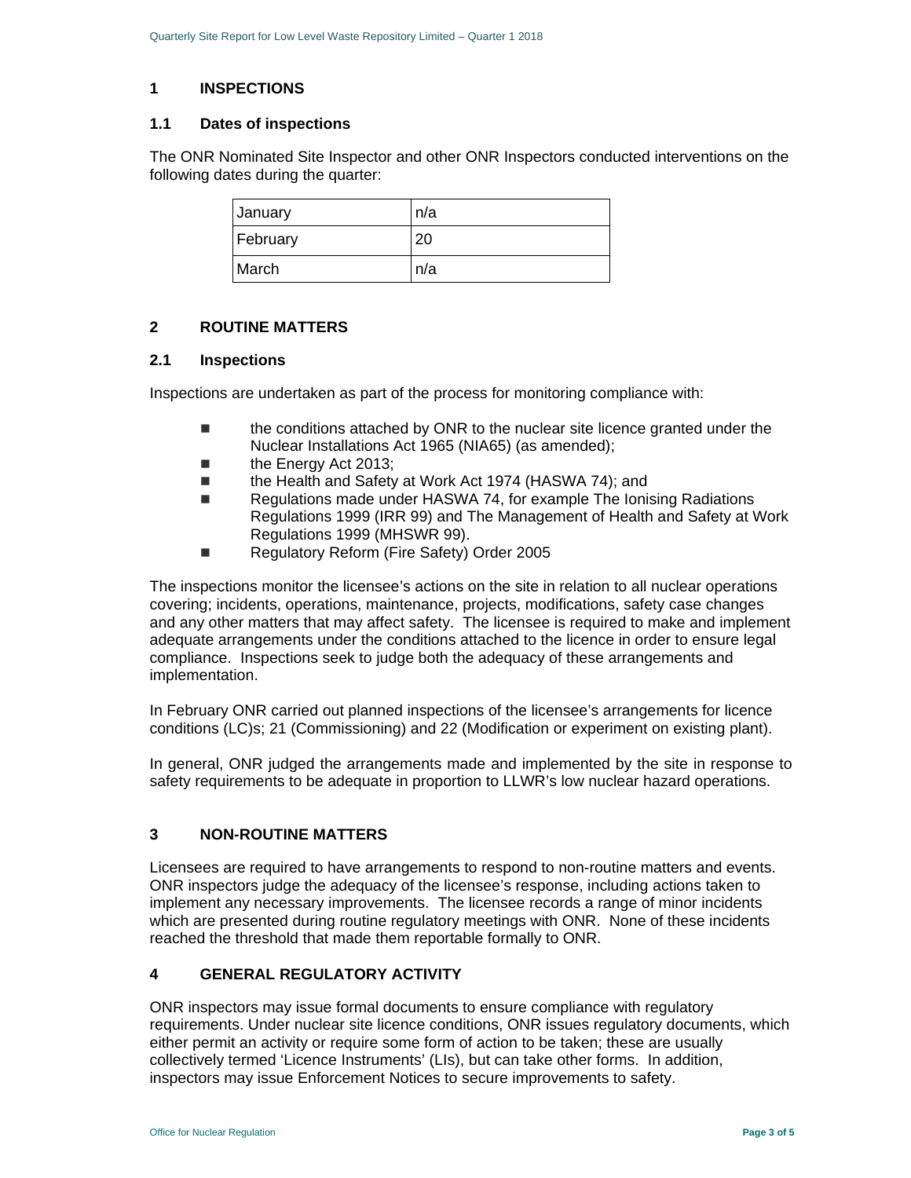## 1 INSPECTIONS

### 1.1 Dates of inspections

The ONR Nominated Site Inspector and other ONR Inspectors conducted interventions on the following dates during the quarter:

| January | n/a |
|---|---|
| February | 20 |
| March | n/a |

## 2 ROUTINE MATTERS

### 2.1 Inspections

Inspections are undertaken as part of the process for monitoring compliance with:

- the conditions attached by ONR to the nuclear site licence granted under the Nuclear Installations Act 1965 (NIA65) (as amended);
- the Energy Act 2013;
- the Health and Safety at Work Act 1974 (HASWA 74); and
- Regulations made under HASWA 74, for example The Ionising Radiations Regulations 1999 (IRR 99) and The Management of Health and Safety at Work Regulations 1999 (MHSWR 99).
- Regulatory Reform (Fire Safety) Order 2005

The inspections monitor the licensee's actions on the site in relation to all nuclear operations covering; incidents, operations, maintenance, projects, modifications, safety case changes and any other matters that may affect safety. The licensee is required to make and implement adequate arrangements under the conditions attached to the licence in order to ensure legal compliance. Inspections seek to judge both the adequacy of these arrangements and implementation.

In February ONR carried out planned inspections of the licensee's arrangements for licence conditions (LC)s; 21 (Commissioning) and 22 (Modification or experiment on existing plant).

In general, ONR judged the arrangements made and implemented by the site in response to safety requirements to be adequate in proportion to LLWR's low nuclear hazard operations.

## 3 NON-ROUTINE MATTERS

Licensees are required to have arrangements to respond to non-routine matters and events. ONR inspectors judge the adequacy of the licensee's response, including actions taken to implement any necessary improvements. The licensee records a range of minor incidents which are presented during routine regulatory meetings with ONR. None of these incidents reached the threshold that made them reportable formally to ONR.

## 4 GENERAL REGULATORY ACTIVITY

ONR inspectors may issue formal documents to ensure compliance with regulatory requirements. Under nuclear site licence conditions, ONR issues regulatory documents, which either permit an activity or require some form of action to be taken; these are usually collectively termed 'Licence Instruments' (LIs), but can take other forms. In addition, inspectors may issue Enforcement Notices to secure improvements to safety.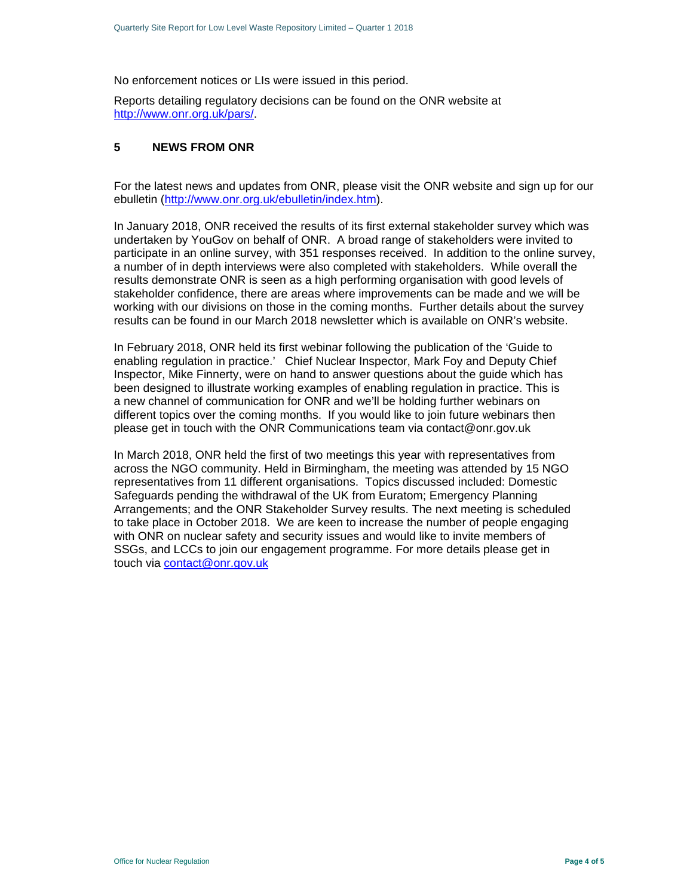No enforcement notices or LIs were issued in this period.

Reports detailing regulatory decisions can be found on the ONR website at [http://www.onr.org.uk/pars/](http://www.onr.org.uk/pars/).

## 5 NEWS FROM ONR

For the latest news and updates from ONR, please visit the ONR website and sign up for our ebulletin ([http://www.onr.org.uk/ebulletin/index.htm](http://www.onr.org.uk/ebulletin/index.htm)).

In January 2018, ONR received the results of its first external stakeholder survey which was undertaken by YouGov on behalf of ONR. A broad range of stakeholders were invited to participate in an online survey, with 351 responses received. In addition to the online survey, a number of in depth interviews were also completed with stakeholders. While overall the results demonstrate ONR is seen as a high performing organisation with good levels of stakeholder confidence, there are areas where improvements can be made and we will be working with our divisions on those in the coming months. Further details about the survey results can be found in our March 2018 newsletter which is available on ONR's website.

In February 2018, ONR held its first webinar following the publication of the 'Guide to enabling regulation in practice.' Chief Nuclear Inspector, Mark Foy and Deputy Chief Inspector, Mike Finnerty, were on hand to answer questions about the guide which has been designed to illustrate working examples of enabling regulation in practice. This is a new channel of communication for ONR and we'll be holding further webinars on different topics over the coming months. If you would like to join future webinars then please get in touch with the ONR Communications team via contact@onr.gov.uk

In March 2018, ONR held the first of two meetings this year with representatives from across the NGO community. Held in Birmingham, the meeting was attended by 15 NGO representatives from 11 different organisations. Topics discussed included: Domestic Safeguards pending the withdrawal of the UK from Euratom; Emergency Planning Arrangements; and the ONR Stakeholder Survey results. The next meeting is scheduled to take place in October 2018. We are keen to increase the number of people engaging with ONR on nuclear safety and security issues and would like to invite members of SSGs, and LCCs to join our engagement programme. For more details please get in touch via [contact@onr.gov.uk](mailto:contact@onr.gov.uk)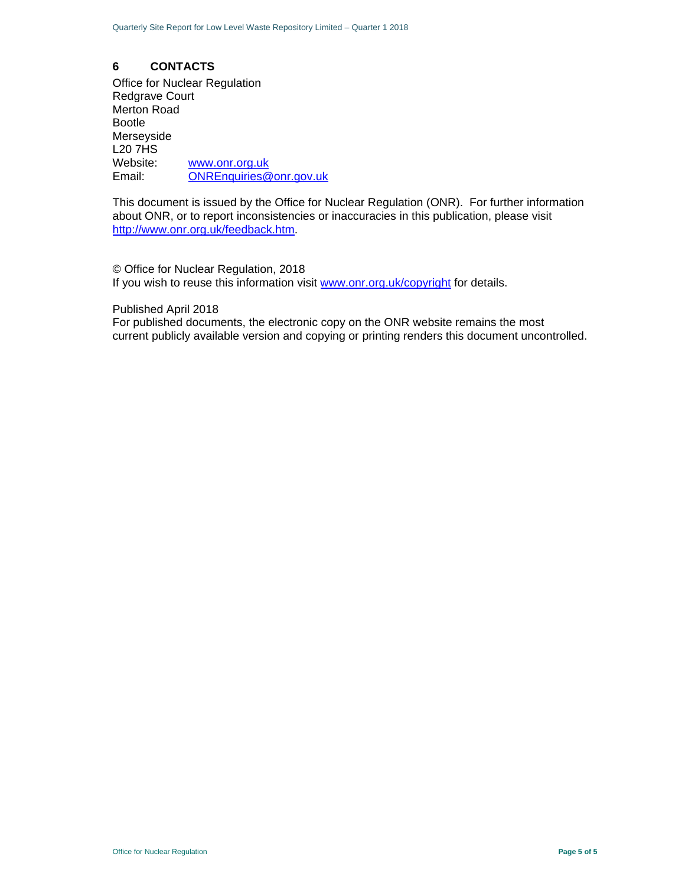## 6 CONTACTS

Office for Nuclear Regulation
Redgrave Court
Merton Road
Bootle
Merseyside
L20 7HS
Website: www.onr.org.uk
Email: ONREnquiries@onr.gov.uk

This document is issued by the Office for Nuclear Regulation (ONR). For further information about ONR, or to report inconsistencies or inaccuracies in this publication, please visit http://www.onr.org.uk/feedback.htm.

© Office for Nuclear Regulation, 2018
If you wish to reuse this information visit www.onr.org.uk/copyright for details.

Published April 2018
For published documents, the electronic copy on the ONR website remains the most current publicly available version and copying or printing renders this document uncontrolled.